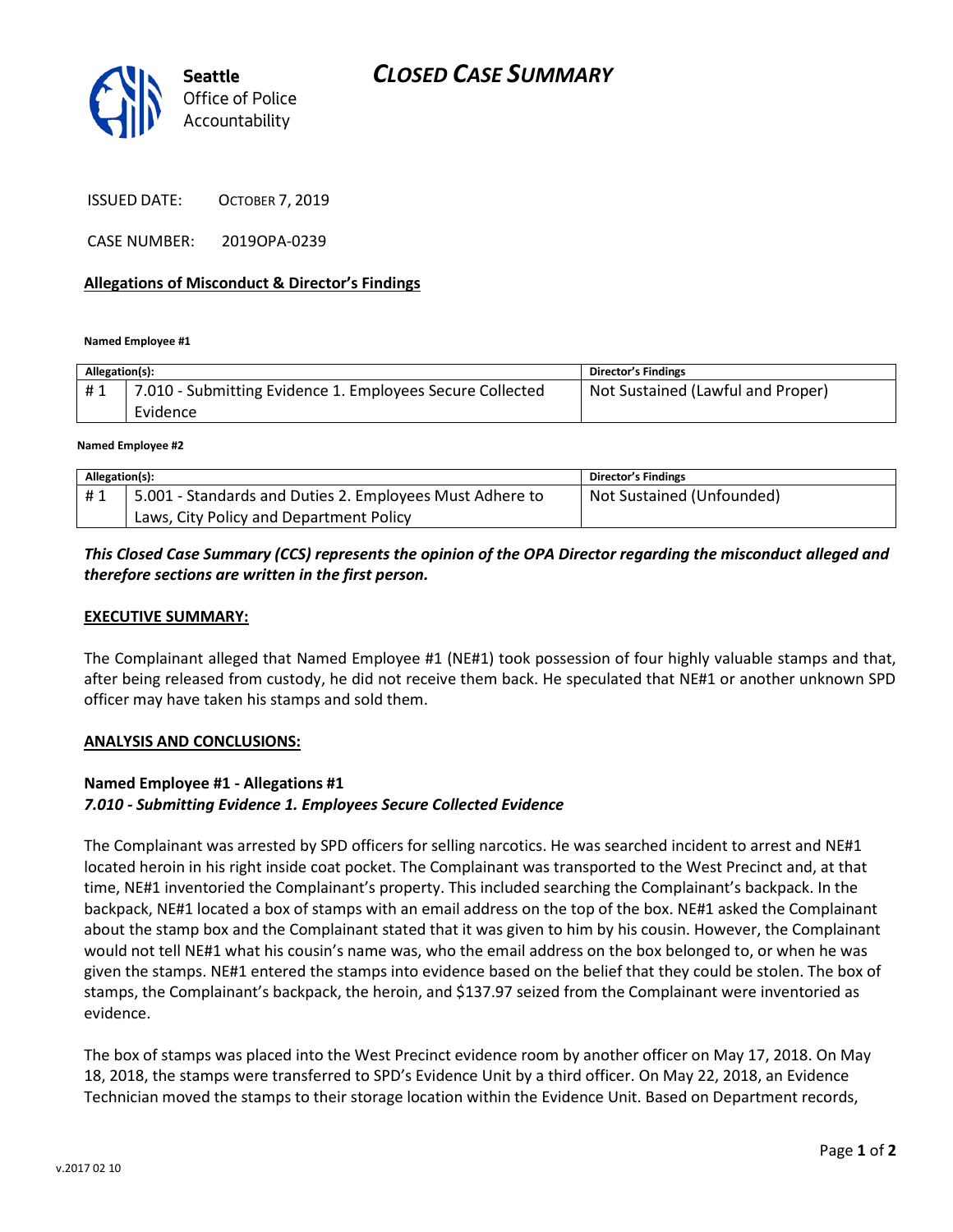Seattle
Office of Police
Accountability

# CLOSED CASE SUMMARY

ISSUED DATE: OCTOBER 7, 2019

CASE NUMBER: 2019OPA-0239

**Allegations of Misconduct & Director's Findings**

**Named Employee #1**

| Allegation(s): | | Director's Findings |
|---|---|---|
| # 1 | 7.010 - Submitting Evidence 1. Employees Secure Collected Evidence | Not Sustained (Lawful and Proper) |

**Named Employee #2**

| Allegation(s): | | Director's Findings |
|---|---|---|
| # 1 | 5.001 - Standards and Duties 2. Employees Must Adhere to Laws, City Policy and Department Policy | Not Sustained (Unfounded) |

***This Closed Case Summary (CCS) represents the opinion of the OPA Director regarding the misconduct alleged and therefore sections are written in the first person.***

**EXECUTIVE SUMMARY:**

The Complainant alleged that Named Employee #1 (NE#1) took possession of four highly valuable stamps and that, after being released from custody, he did not receive them back. He speculated that NE#1 or another unknown SPD officer may have taken his stamps and sold them.

**ANALYSIS AND CONCLUSIONS:**

**Named Employee #1 - Allegations #1**
***7.010 - Submitting Evidence 1. Employees Secure Collected Evidence***

The Complainant was arrested by SPD officers for selling narcotics. He was searched incident to arrest and NE#1 located heroin in his right inside coat pocket. The Complainant was transported to the West Precinct and, at that time, NE#1 inventoried the Complainant's property. This included searching the Complainant's backpack. In the backpack, NE#1 located a box of stamps with an email address on the top of the box. NE#1 asked the Complainant about the stamp box and the Complainant stated that it was given to him by his cousin. However, the Complainant would not tell NE#1 what his cousin's name was, who the email address on the box belonged to, or when he was given the stamps. NE#1 entered the stamps into evidence based on the belief that they could be stolen. The box of stamps, the Complainant's backpack, the heroin, and $137.97 seized from the Complainant were inventoried as evidence.

The box of stamps was placed into the West Precinct evidence room by another officer on May 17, 2018. On May 18, 2018, the stamps were transferred to SPD's Evidence Unit by a third officer. On May 22, 2018, an Evidence Technician moved the stamps to their storage location within the Evidence Unit. Based on Department records,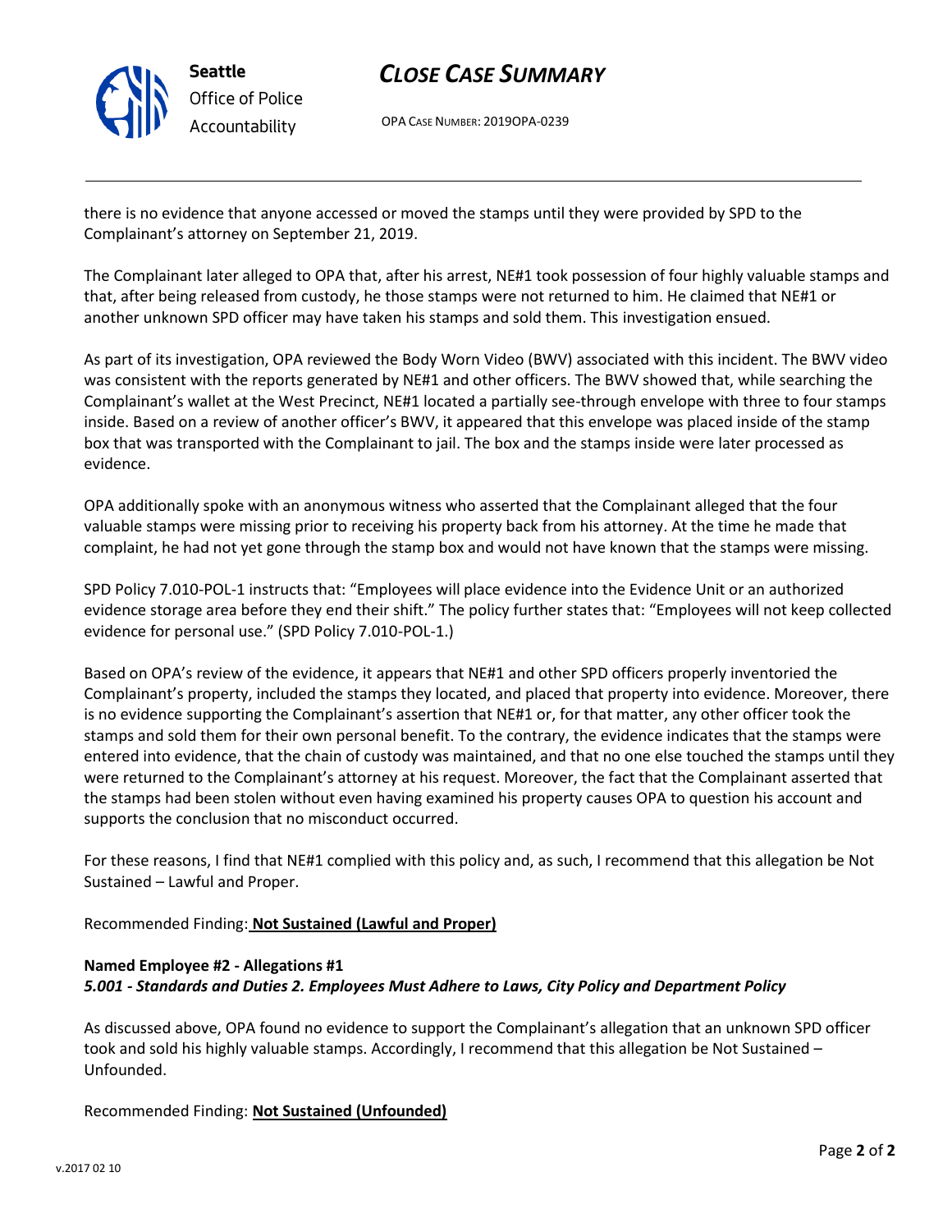there is no evidence that anyone accessed or moved the stamps until they were provided by SPD to the Complainant's attorney on September 21, 2019.

The Complainant later alleged to OPA that, after his arrest, NE#1 took possession of four highly valuable stamps and that, after being released from custody, he those stamps were not returned to him. He claimed that NE#1 or another unknown SPD officer may have taken his stamps and sold them. This investigation ensued.

As part of its investigation, OPA reviewed the Body Worn Video (BWV) associated with this incident. The BWV video was consistent with the reports generated by NE#1 and other officers. The BWV showed that, while searching the Complainant's wallet at the West Precinct, NE#1 located a partially see-through envelope with three to four stamps inside. Based on a review of another officer's BWV, it appeared that this envelope was placed inside of the stamp box that was transported with the Complainant to jail. The box and the stamps inside were later processed as evidence.

OPA additionally spoke with an anonymous witness who asserted that the Complainant alleged that the four valuable stamps were missing prior to receiving his property back from his attorney. At the time he made that complaint, he had not yet gone through the stamp box and would not have known that the stamps were missing.

SPD Policy 7.010-POL-1 instructs that: "Employees will place evidence into the Evidence Unit or an authorized evidence storage area before they end their shift." The policy further states that: "Employees will not keep collected evidence for personal use." (SPD Policy 7.010-POL-1.)

Based on OPA's review of the evidence, it appears that NE#1 and other SPD officers properly inventoried the Complainant's property, included the stamps they located, and placed that property into evidence. Moreover, there is no evidence supporting the Complainant's assertion that NE#1 or, for that matter, any other officer took the stamps and sold them for their own personal benefit. To the contrary, the evidence indicates that the stamps were entered into evidence, that the chain of custody was maintained, and that no one else touched the stamps until they were returned to the Complainant's attorney at his request. Moreover, the fact that the Complainant asserted that the stamps had been stolen without even having examined his property causes OPA to question his account and supports the conclusion that no misconduct occurred.

For these reasons, I find that NE#1 complied with this policy and, as such, I recommend that this allegation be Not Sustained – Lawful and Proper.

Recommended Finding: **Not Sustained (Lawful and Proper)**

**Named Employee #2 - Allegations #1**
***5.001 - Standards and Duties 2. Employees Must Adhere to Laws, City Policy and Department Policy***

As discussed above, OPA found no evidence to support the Complainant's allegation that an unknown SPD officer took and sold his highly valuable stamps. Accordingly, I recommend that this allegation be Not Sustained – Unfounded.

Recommended Finding: **Not Sustained (Unfounded)**